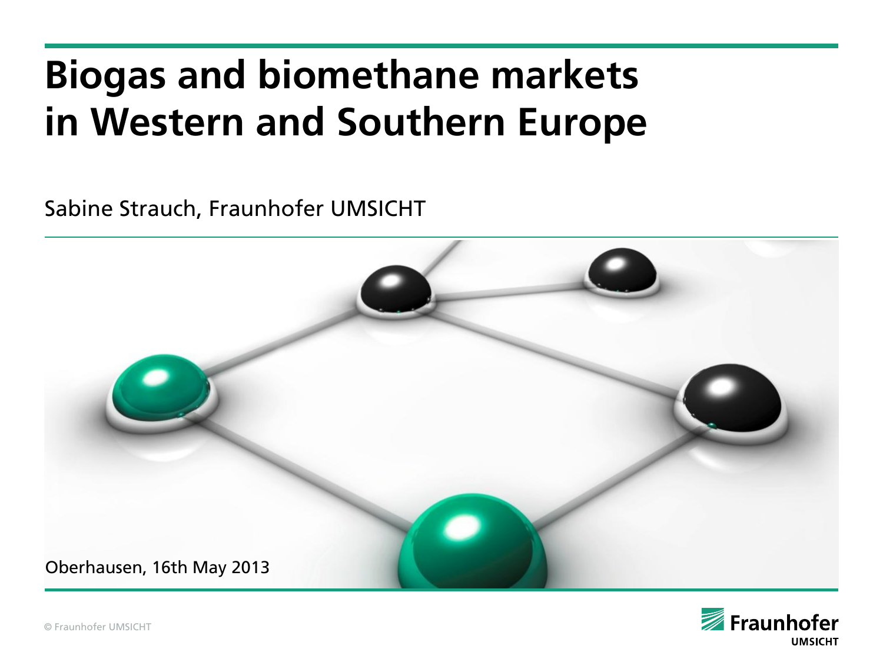# Biogas and biomethane markets in Western and Southern Europe

Sabine Strauch, Fraunhofer UMSICHT

Oberhausen, 16th May 2013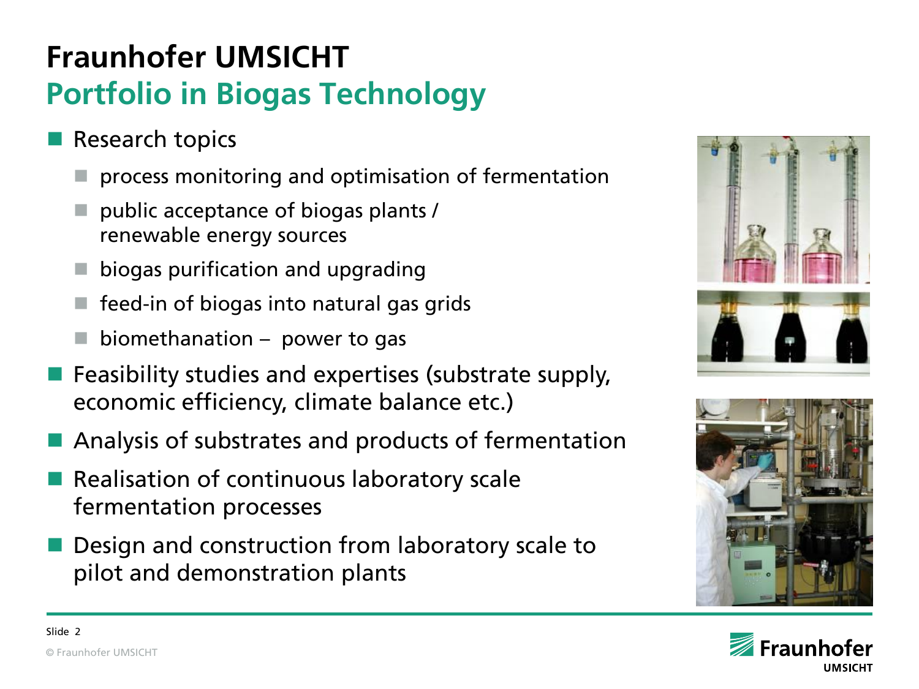# Fraunhofer UMSICHT

## Portfolio in Biogas Technology

- Research topics
  - process monitoring and optimisation of fermentation
  - public acceptance of biogas plants / renewable energy sources
  - biogas purification and upgrading
  - feed-in of biogas into natural gas grids
  - biomethanation – power to gas
- Feasibility studies and expertises (substrate supply, economic efficiency, climate balance etc.)
- Analysis of substrates and products of fermentation
- Realisation of continuous laboratory scale fermentation processes
- Design and construction from laboratory scale to pilot and demonstration plants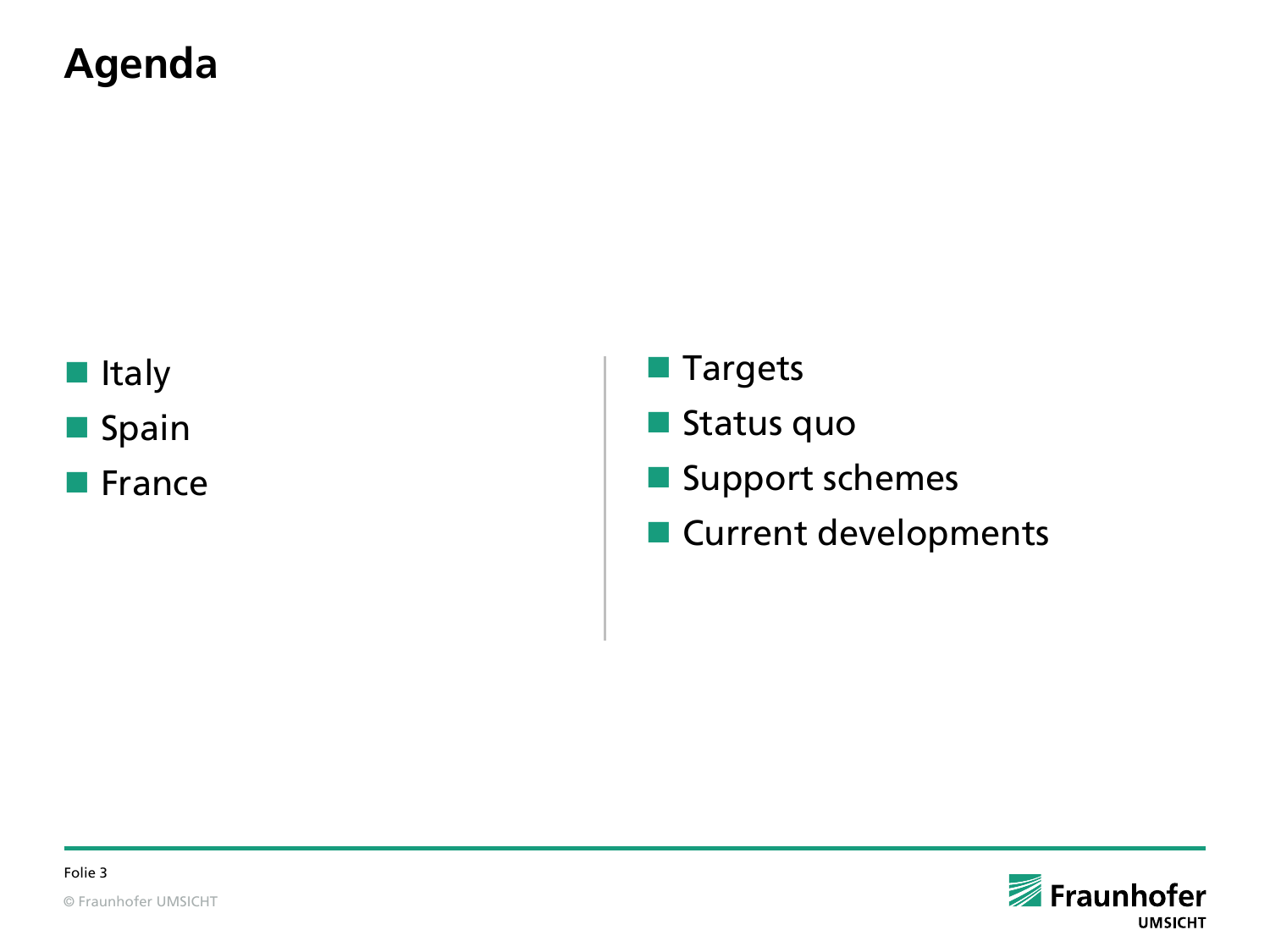# Agenda

- Italy
- Spain
- France

- Targets
- Status quo
- Support schemes
- Current developments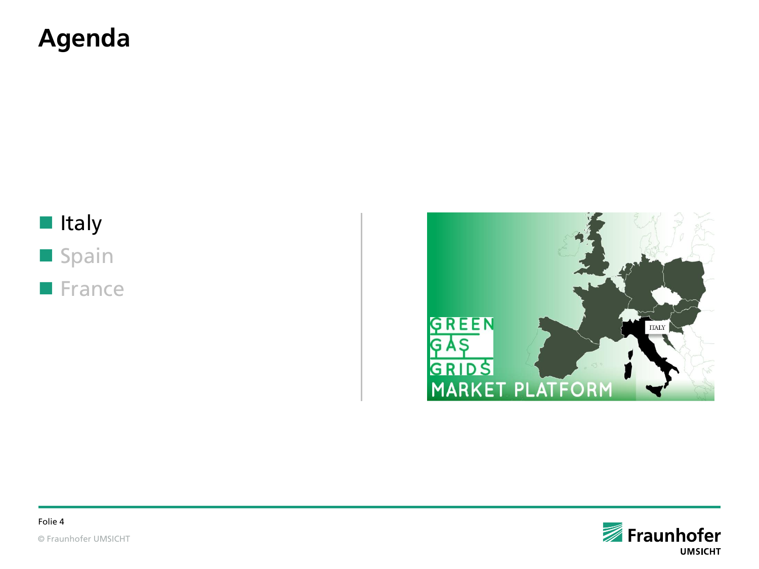# Agenda

- Italy
- Spain
- France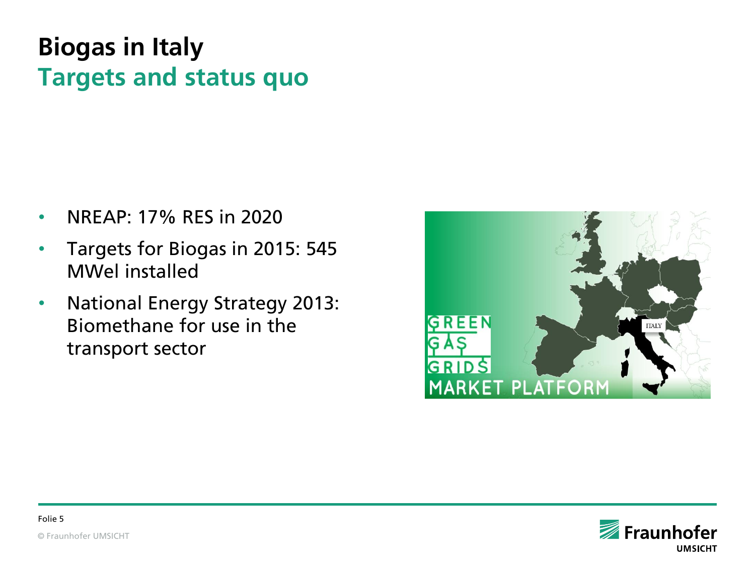# Biogas in Italy

## Targets and status quo

- NREAP: 17% RES in 2020
- Targets for Biogas in 2015: 545 MWel installed
- National Energy Strategy 2013: Biomethane for use in the transport sector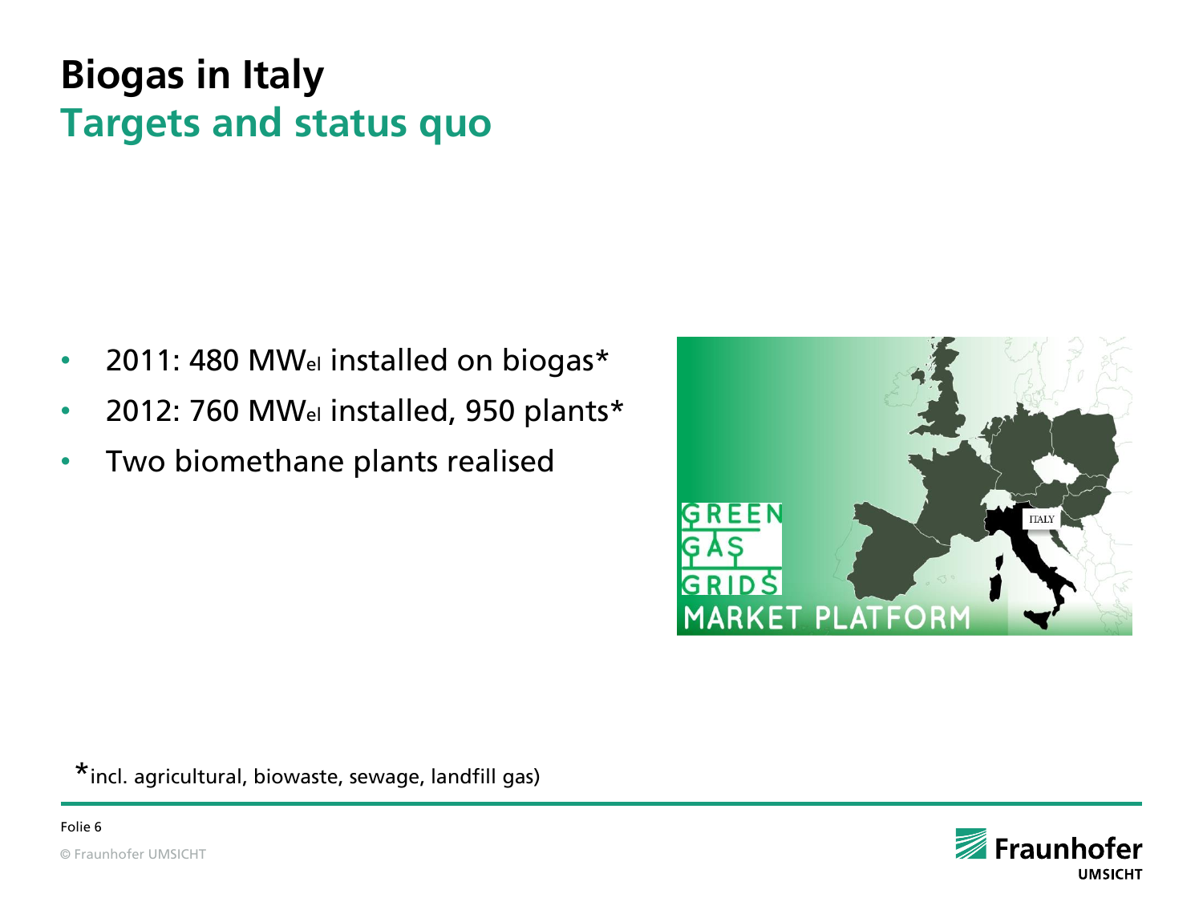# Biogas in Italy

## Targets and status quo

- 2011: 480 $MW_{el}$ installed on biogas*
- 2012: 760 $MW_{el}$ installed, 950 plants*
- Two biomethane plants realised

*incl. agricultural, biowaste, sewage, landfill gas)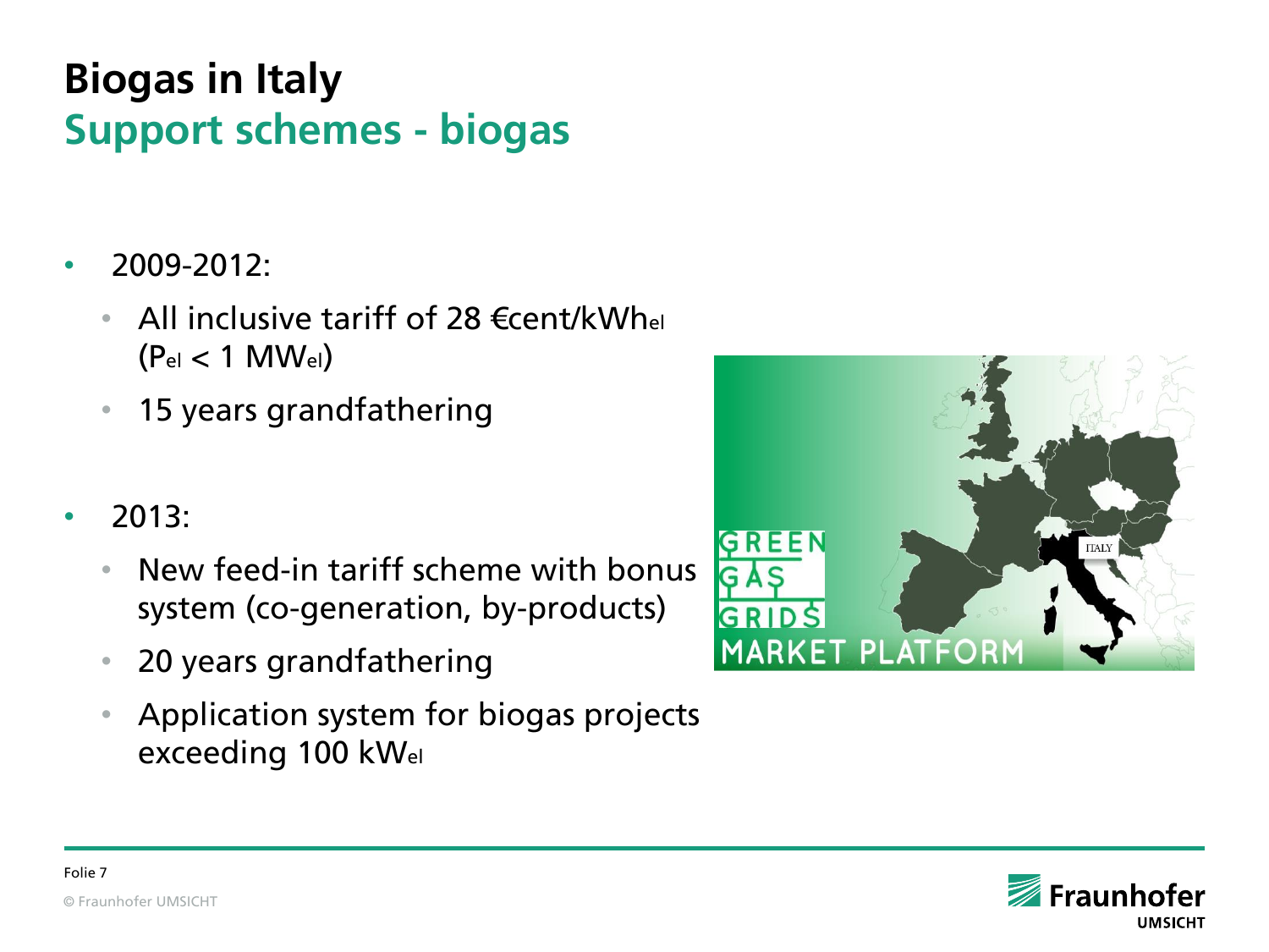# Biogas in Italy

## Support schemes - biogas

- 2009-2012:
  - All inclusive tariff of 28 €cent/$kWh_{el}$ ($P_{el}$ < 1 $MW_{el}$)
  - 15 years grandfathering
- 2013:
  - New feed-in tariff scheme with bonus system (co-generation, by-products)
  - 20 years grandfathering
  - Application system for biogas projects exceeding 100 $kW_{el}$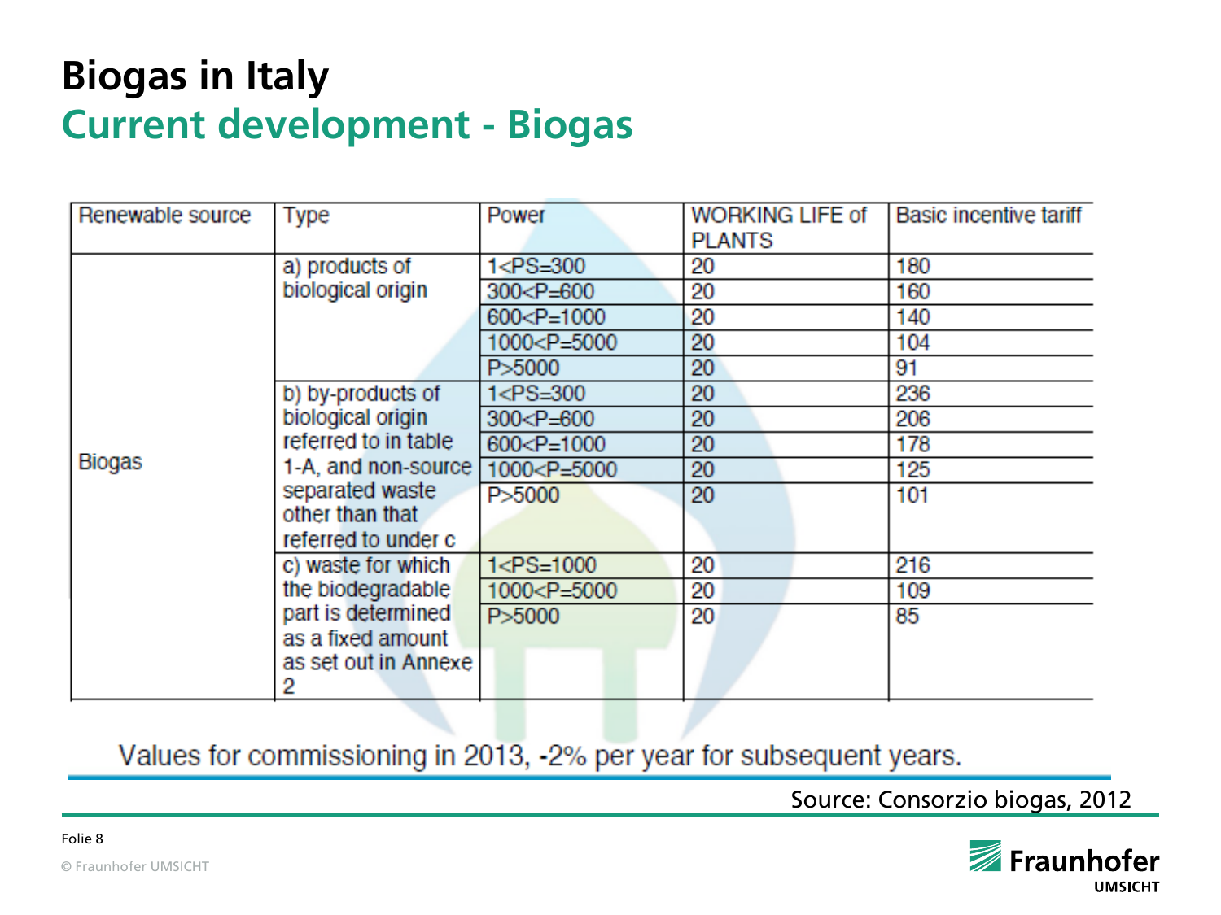# Biogas in Italy

## Current development - Biogas

| Renewable source | Type | Power | WORKING LIFE of PLANTS | Basic incentive tariff |
|---|---|---|---|---|
| Biogas | a) products of biological origin | 1<PS=300 | 20 | 180 |
| | | 300<P=600 | 20 | 160 |
| | | 600<P=1000 | 20 | 140 |
| | | 1000<P=5000 | 20 | 104 |
| | | P>5000 | 20 | 91 |
| | b) by-products of biological origin referred to in table 1-A, and non-source separated waste other than that referred to under c | 1<PS=300 | 20 | 236 |
| | | 300<P=600 | 20 | 206 |
| | | 600<P=1000 | 20 | 178 |
| | | 1000<P=5000 | 20 | 125 |
| | | P>5000 | 20 | 101 |
| | c) waste for which the biodegradable part is determined as a fixed amount as set out in Annexe 2 | 1<PS=1000 | 20 | 216 |
| | | 1000<P=5000 | 20 | 109 |
| | | P>5000 | 20 | 85 |

Values for commissioning in 2013, -2% per year for subsequent years.

Source: Consorzio biogas, 2012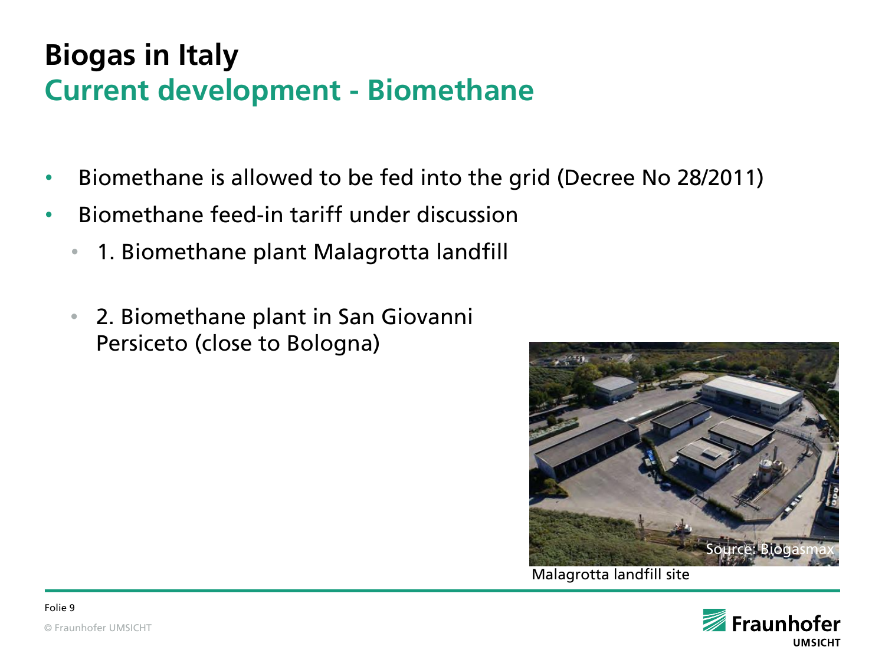# Biogas in Italy

## Current development - Biomethane

- Biomethane is allowed to be fed into the grid (Decree No 28/2011)
- Biomethane feed-in tariff under discussion
  - 1. Biomethane plant Malagrotta landfill
  - 2. Biomethane plant in San Giovanni Persiceto (close to Bologna)

Source: Biogasmax

Malagrotta landfill site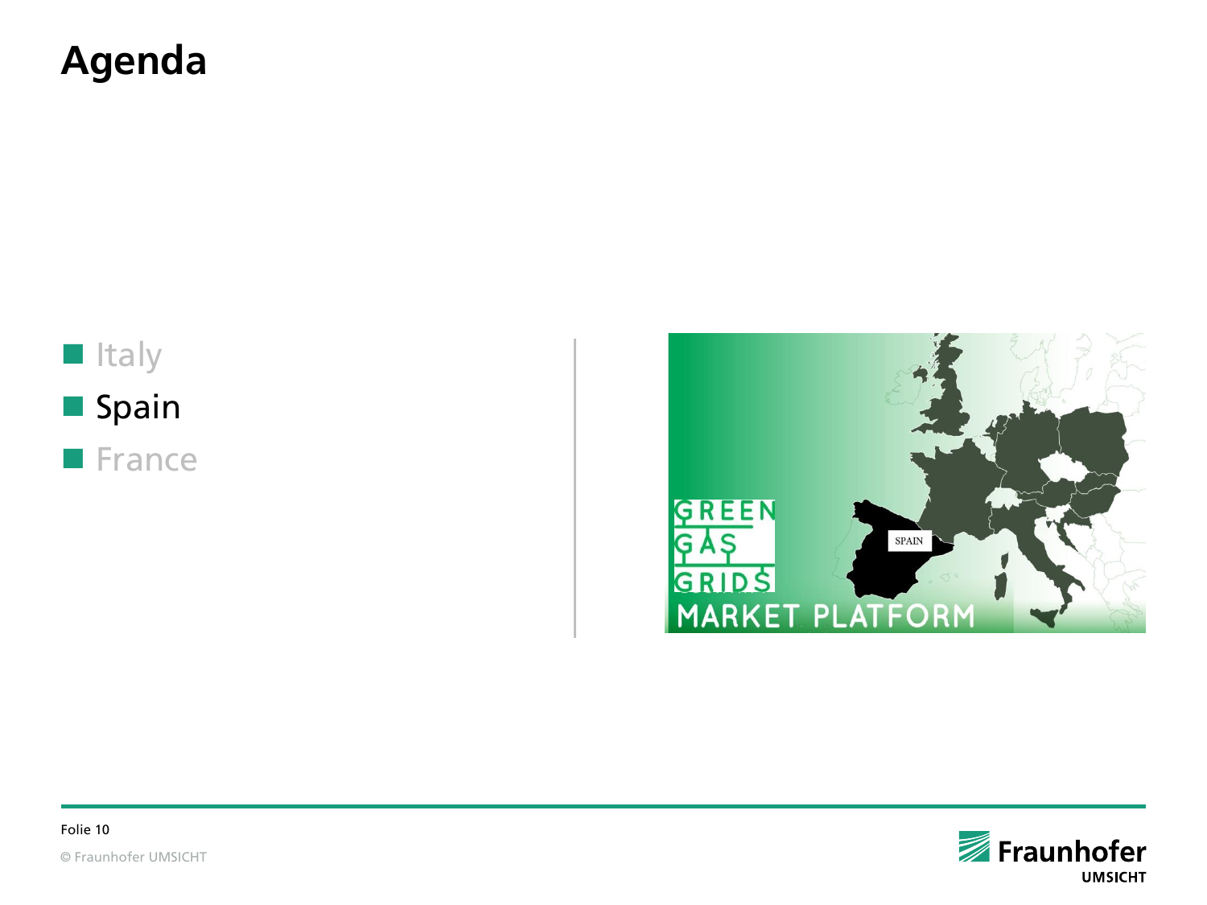# Agenda

- Italy
- Spain
- France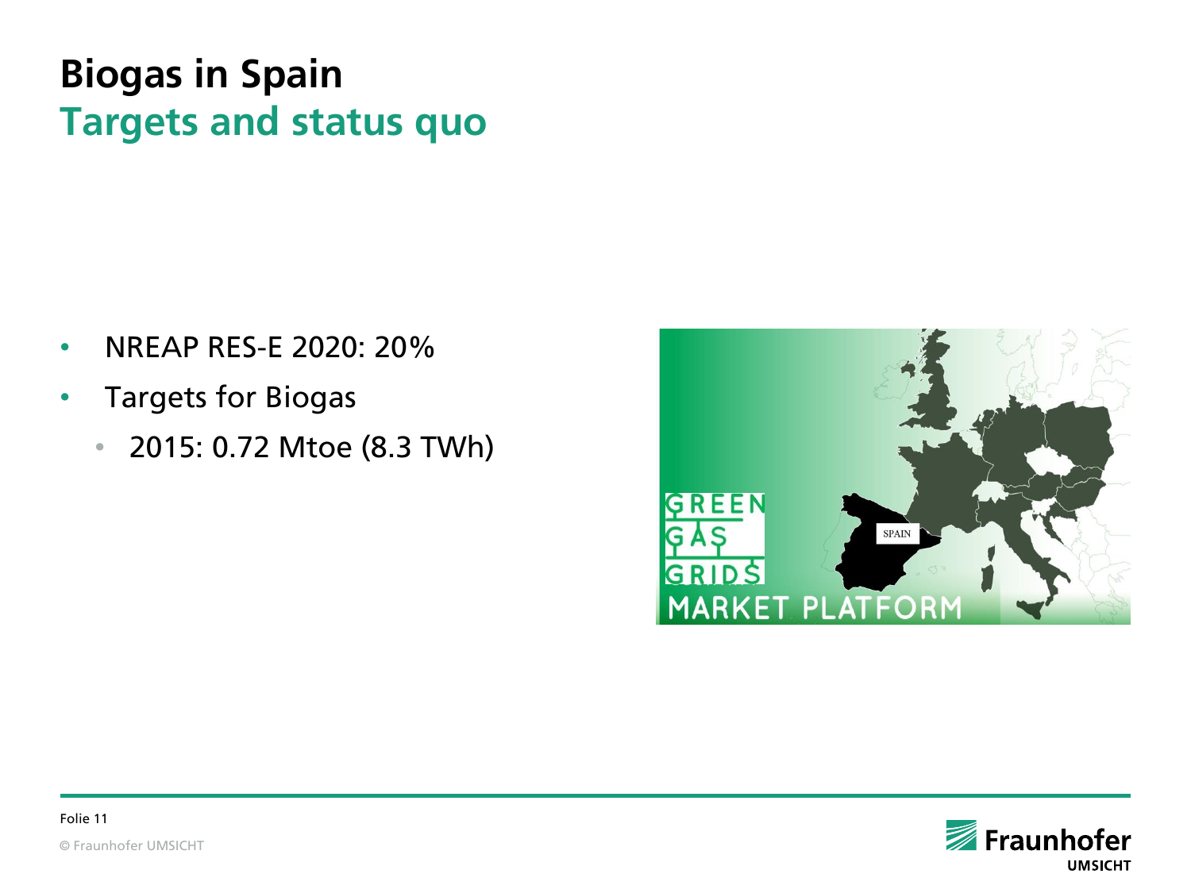# Biogas in Spain
## Targets and status quo

- NREAP RES-E 2020: 20%
- Targets for Biogas
  - 2015: 0.72 Mtoe (8.3 TWh)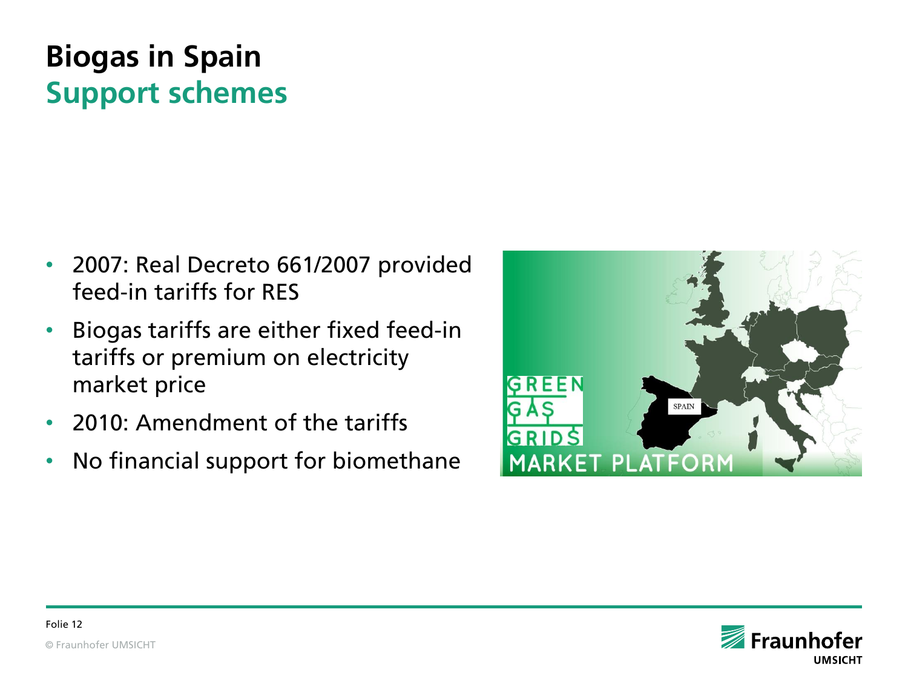# Biogas in Spain
## Support schemes

- 2007: Real Decreto 661/2007 provided feed-in tariffs for RES
- Biogas tariffs are either fixed feed-in tariffs or premium on electricity market price
- 2010: Amendment of the tariffs
- No financial support for biomethane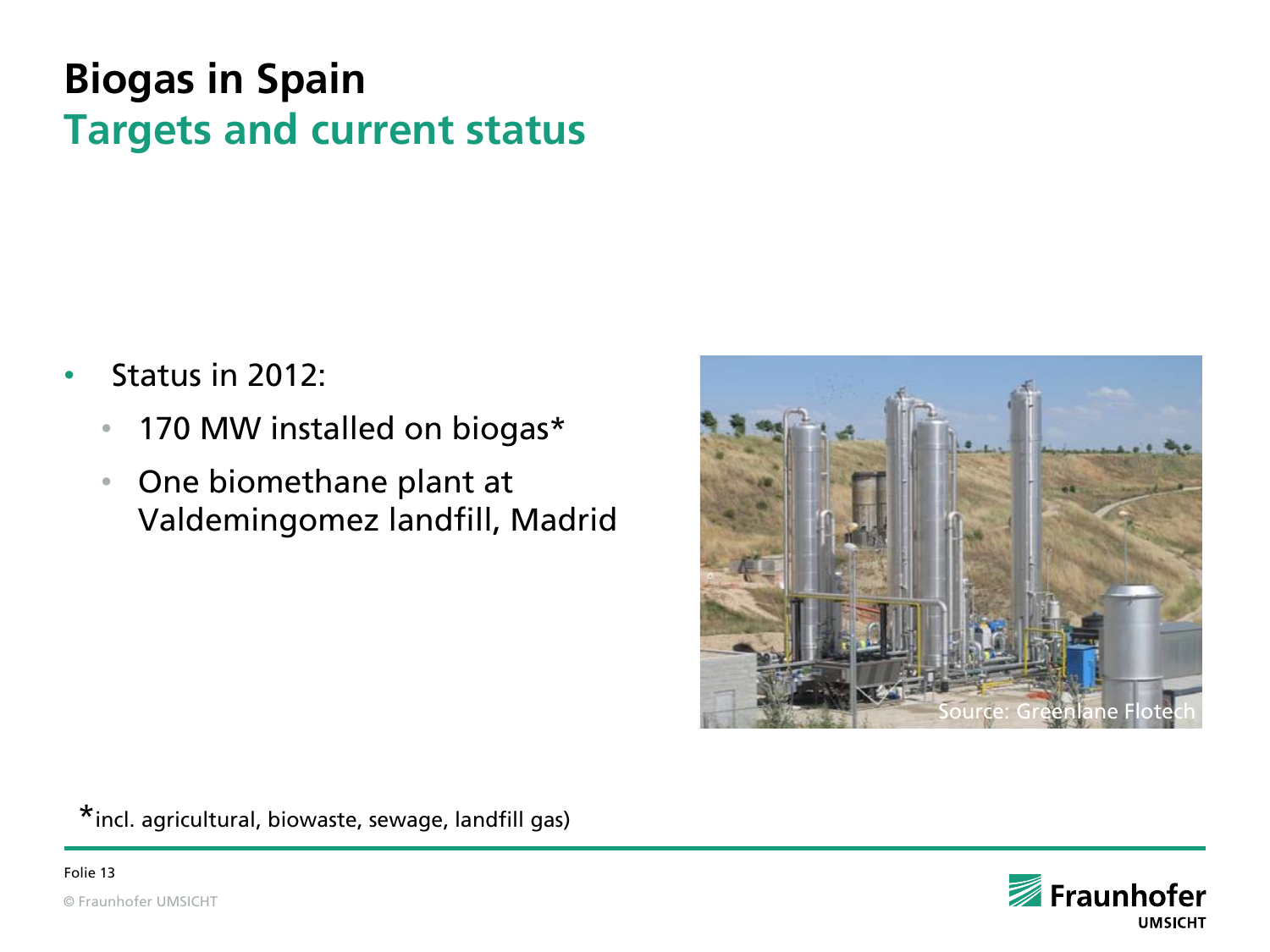# Biogas in Spain

## Targets and current status

- Status in 2012:
  - 170 MW installed on biogas*
  - One biomethane plant at Valdemingomez landfill, Madrid

Source: Greenlane Flotech

*incl. agricultural, biowaste, sewage, landfill gas)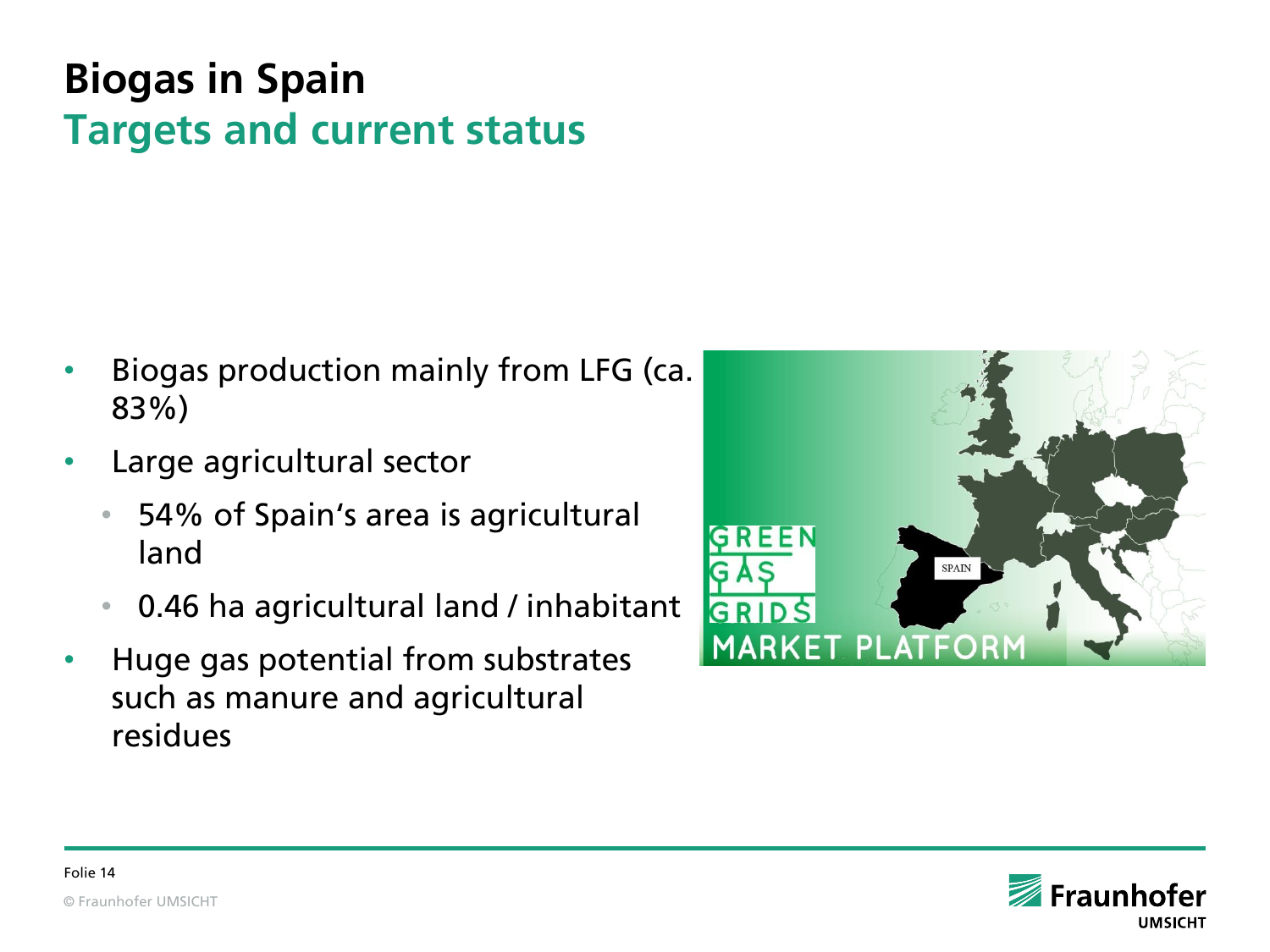# Biogas in Spain
## Targets and current status

- Biogas production mainly from LFG (ca. 83%)
- Large agricultural sector
  - 54% of Spain‘s area is agricultural land
  - 0.46 ha agricultural land / inhabitant
- Huge gas potential from substrates such as manure and agricultural residues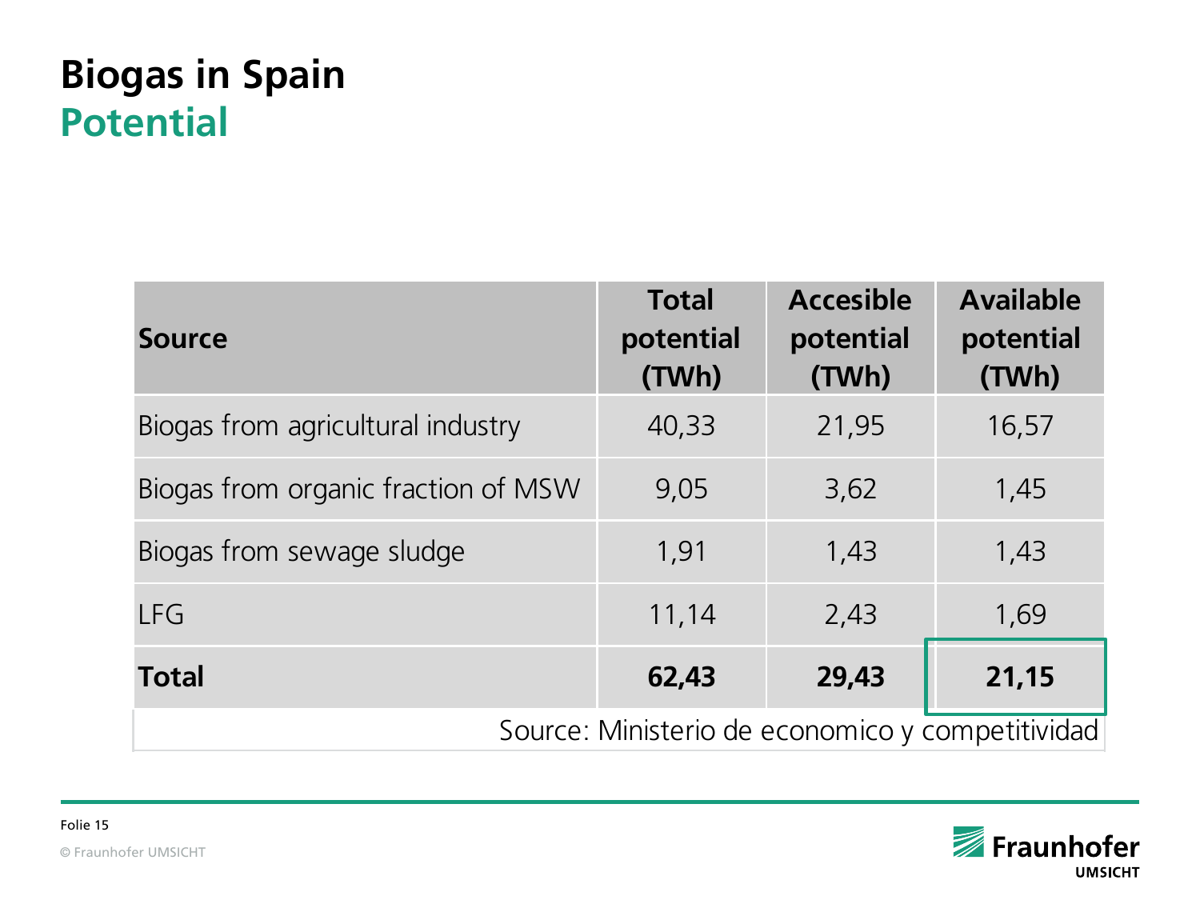# Biogas in Spain

## Potential

| Source | Total potential (TWh) | Accesible potential (TWh) | Available potential (TWh) |
|---|---|---|---|
| Biogas from agricultural industry | 40,33 | 21,95 | 16,57 |
| Biogas from organic fraction of MSW | 9,05 | 3,62 | 1,45 |
| Biogas from sewage sludge | 1,91 | 1,43 | 1,43 |
| LFG | 11,14 | 2,43 | 1,69 |
| **Total** | **62,43** | **29,43** | **21,15** |

Source: Ministerio de economico y competitividad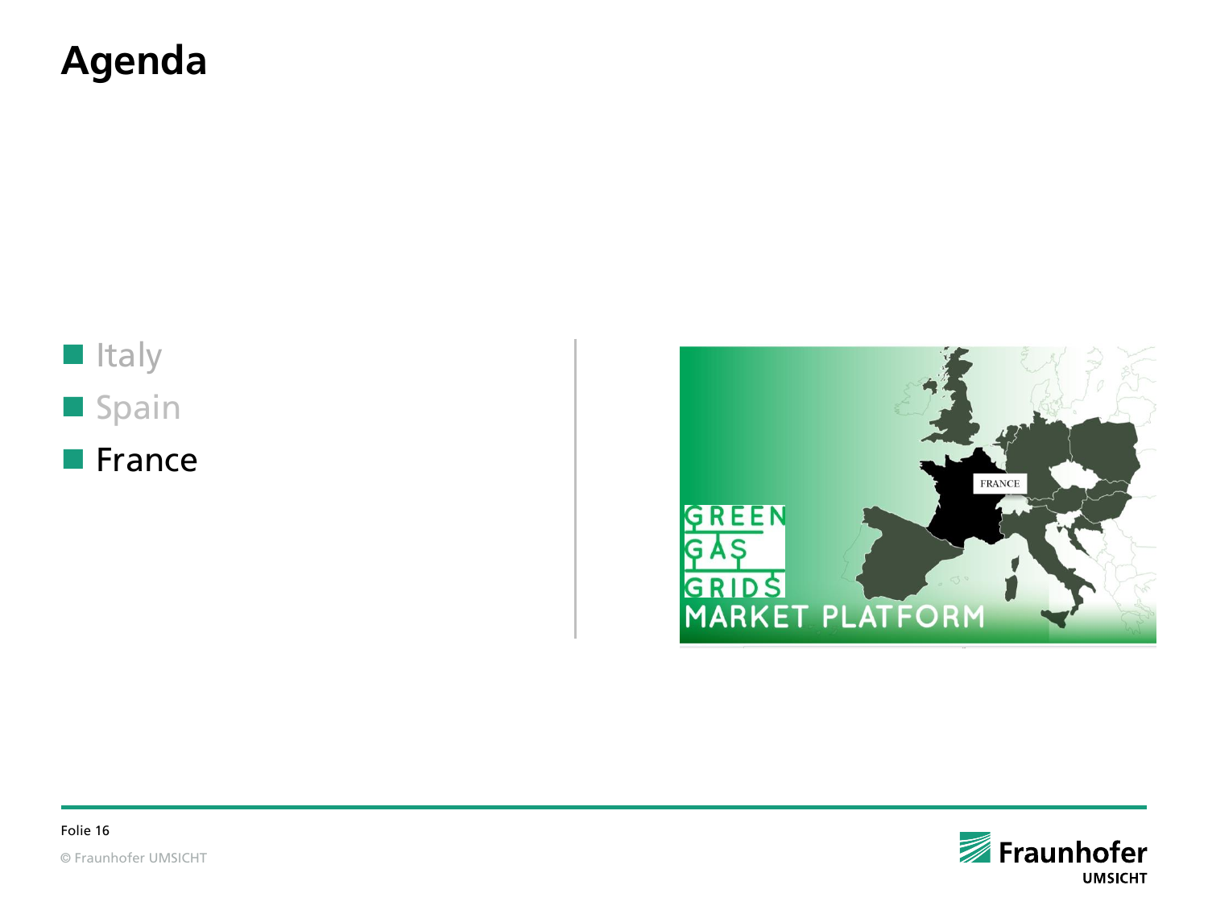# Agenda

- Italy
- Spain
- France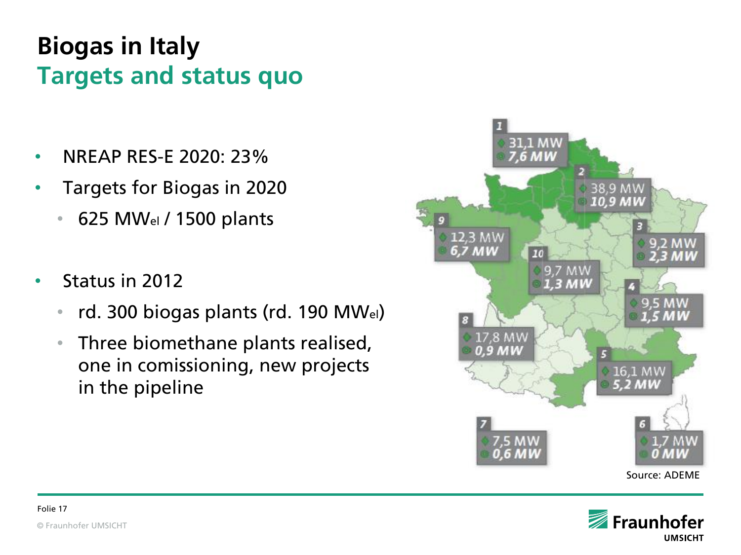# Biogas in Italy

## Targets and status quo

- NREAP RES-E 2020: 23%
- Targets for Biogas in 2020
  - 625 $MW_{el}$ / 1500 plants
- Status in 2012
  - rd. 300 biogas plants (rd. 190 $MW_{el}$)
  - Three biomethane plants realised, one in comissioning, new projects in the pipeline

| Region | MW | MW |
|---|---|---|
| 1 | 31,1 MW | 7,6 MW |
| 2 | 38,9 MW | 10,9 MW |
| 3 | 9,2 MW | 2,3 MW |
| 4 | 9,5 MW | 1,5 MW |
| 5 | 16,1 MW | 5,2 MW |
| 6 | 1,7 MW | 0 MW |
| 7 | 7,5 MW | 0,6 MW |
| 8 | 17,8 MW | 0,9 MW |
| 9 | 12,3 MW | 6,7 MW |
| 10 | 9,7 MW | 1,3 MW |

Source: ADEME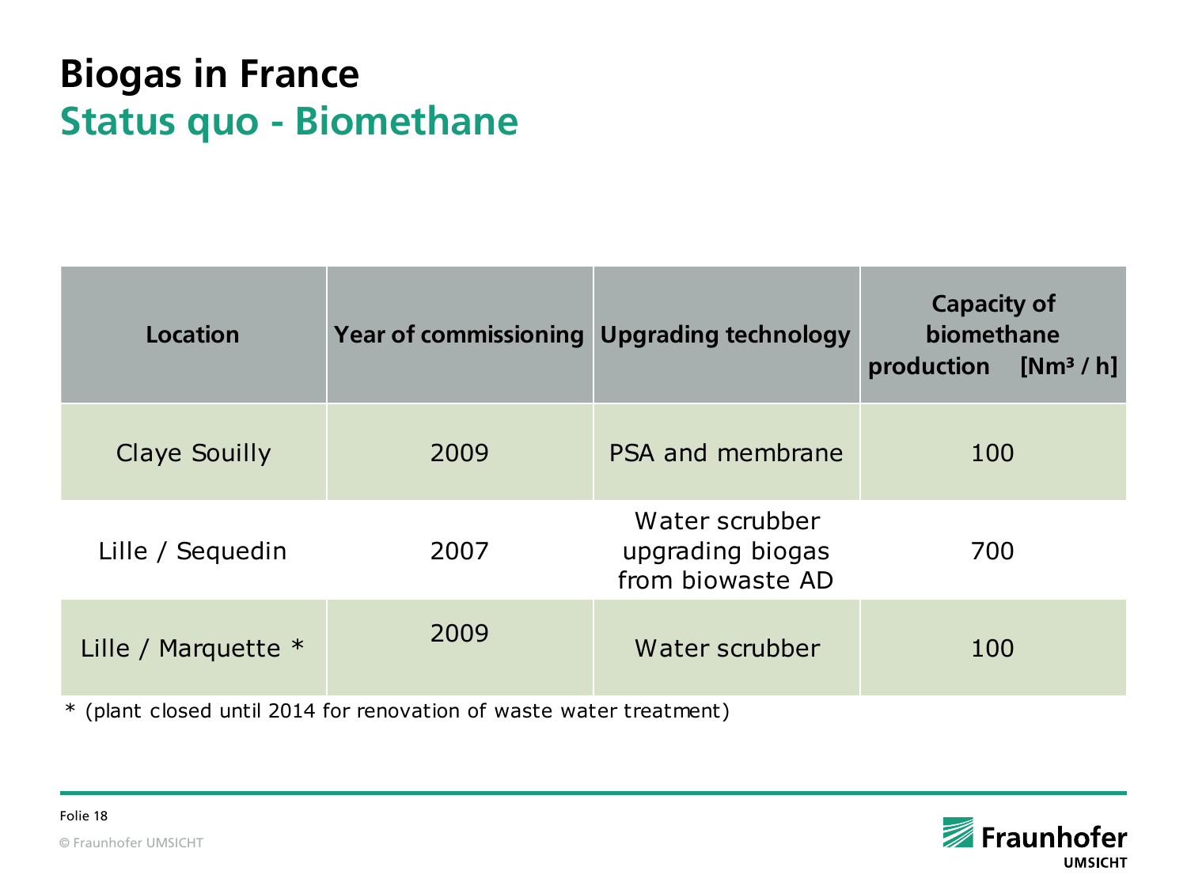# Biogas in France

## Status quo - Biomethane

| Location | Year of commissioning | Upgrading technology | Capacity of biomethane production [Nm³ / h] |
|---|---|---|---|
| Claye Souilly | 2009 | PSA and membrane | 100 |
| Lille / Sequedin | 2007 | Water scrubber upgrading biogas from biowaste AD | 700 |
| Lille / Marquette * | 2009 | Water scrubber | 100 |

* (plant closed until 2014 for renovation of waste water treatment)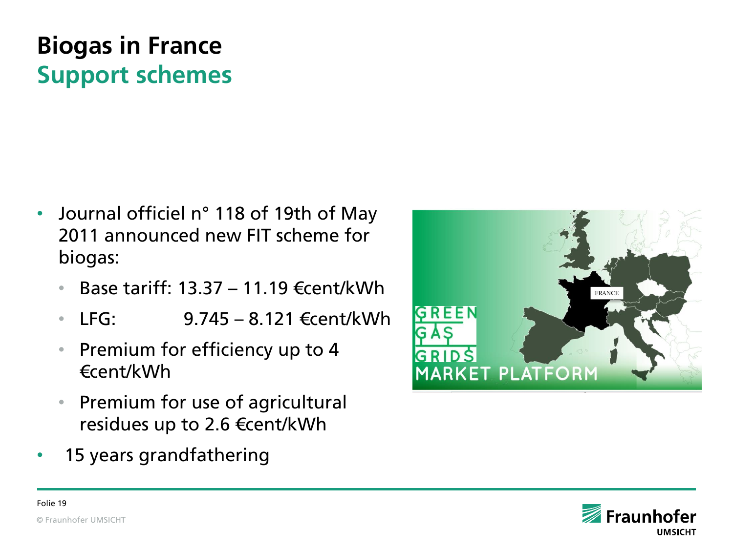# Biogas in France

## Support schemes

- Journal officiel n° 118 of 19th of May 2011 announced new FIT scheme for biogas:
  - Base tariff: 13.37 – 11.19 €cent/kWh
  - LFG: 9.745 – 8.121 €cent/kWh
  - Premium for efficiency up to 4 €cent/kWh
  - Premium for use of agricultural residues up to 2.6 €cent/kWh
- 15 years grandfathering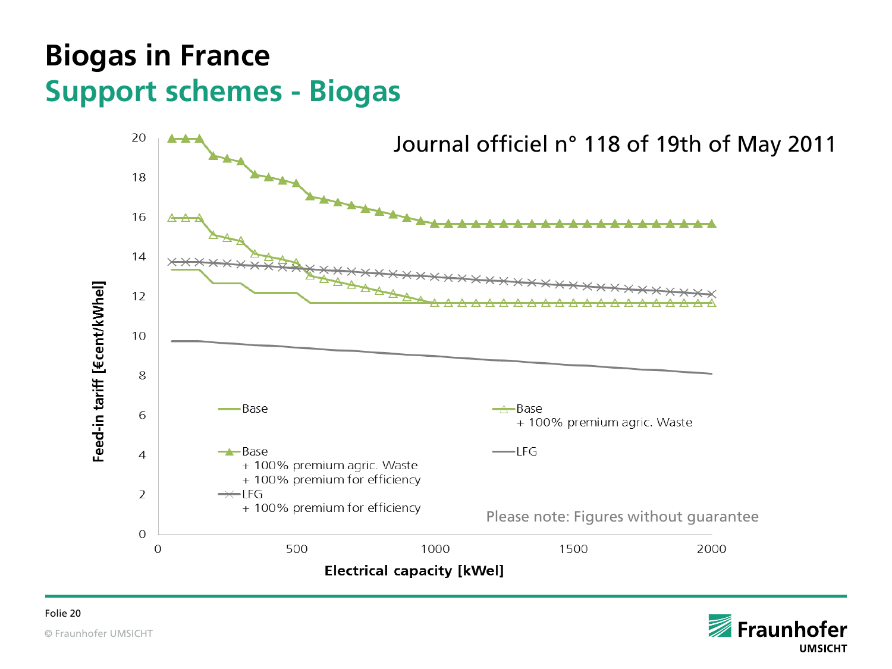# Biogas in France

## Support schemes - Biogas

Journal officiel n° 118 of 19th of May 2011

Feed-in tariff [€cent/kWhel]

Electrical capacity [kWel]

- Base
- Base + 100% premium agric. Waste
- Base + 100% premium agric. Waste + 100% premium for efficiency
- LFG
- LFG + 100% premium for efficiency

Please note: Figures without guarantee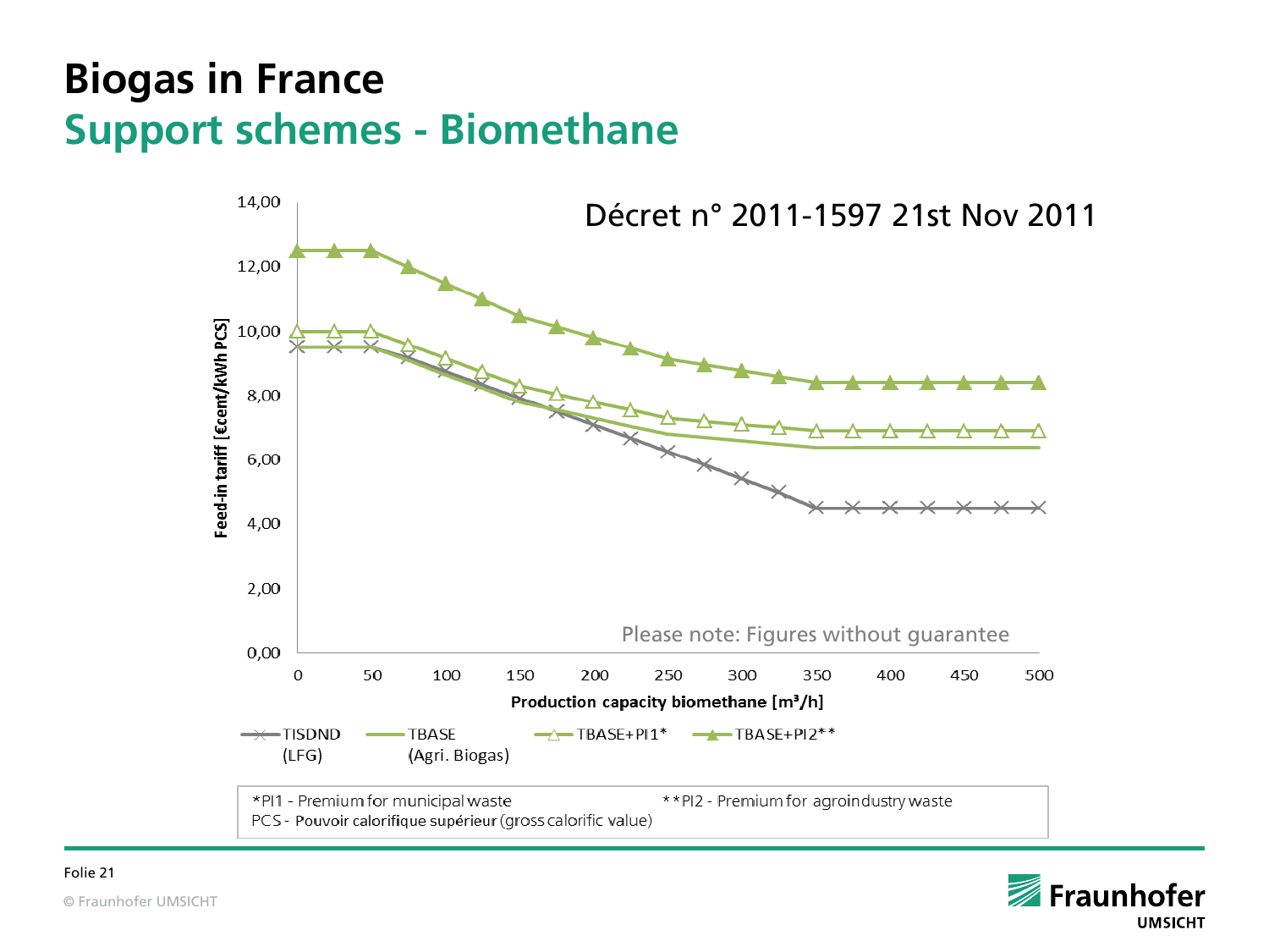# Biogas in France

## Support schemes - Biomethane

Décret n° 2011-1597 21st Nov 2011

Feed-in tariff [€cent/kWh PCS]

14,00
12,00
10,00
8,00
6,00
4,00
2,00
0,00

0 50 100 150 200 250 300 350 400 450 500

Production capacity biomethane [m³/h]

Please note: Figures without guarantee

TISDND (LFG) — TBASE (Agri. Biogas) — TBASE+PI1* — TBASE+PI2**

*PI1 - Premium for municipal waste
**PI2 - Premium for agroindustry waste
PCS - Pouvoir calorifique supérieur (gross calorific value)

Folie 21

© Fraunhofer UMSICHT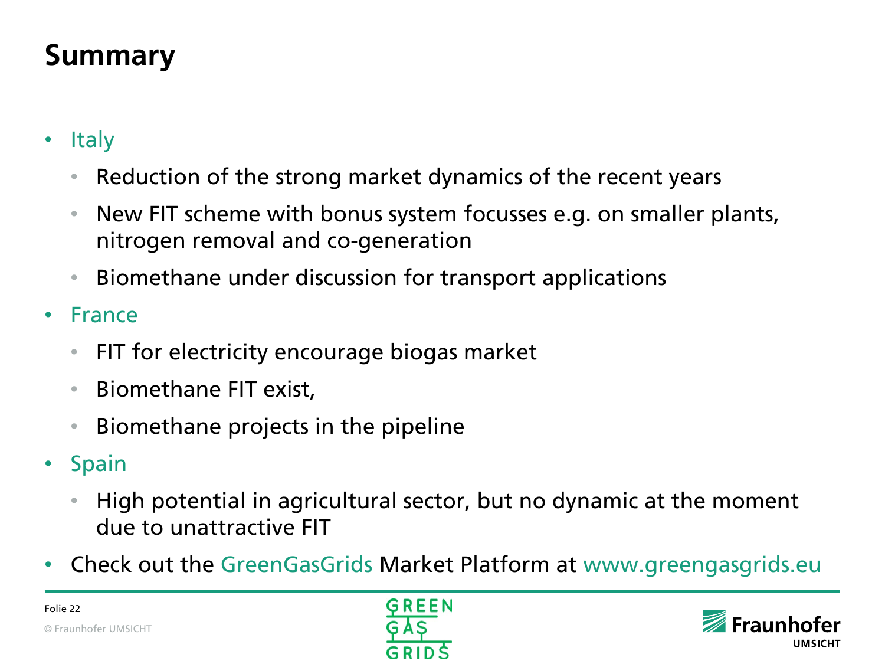# Summary

- Italy
  - Reduction of the strong market dynamics of the recent years
  - New FIT scheme with bonus system focusses e.g. on smaller plants, nitrogen removal and co-generation
  - Biomethane under discussion for transport applications
- France
  - FIT for electricity encourage biogas market
  - Biomethane FIT exist,
  - Biomethane projects in the pipeline
- Spain
  - High potential in agricultural sector, but no dynamic at the moment due to unattractive FIT
- Check out the GreenGasGrids Market Platform at www.greengasgrids.eu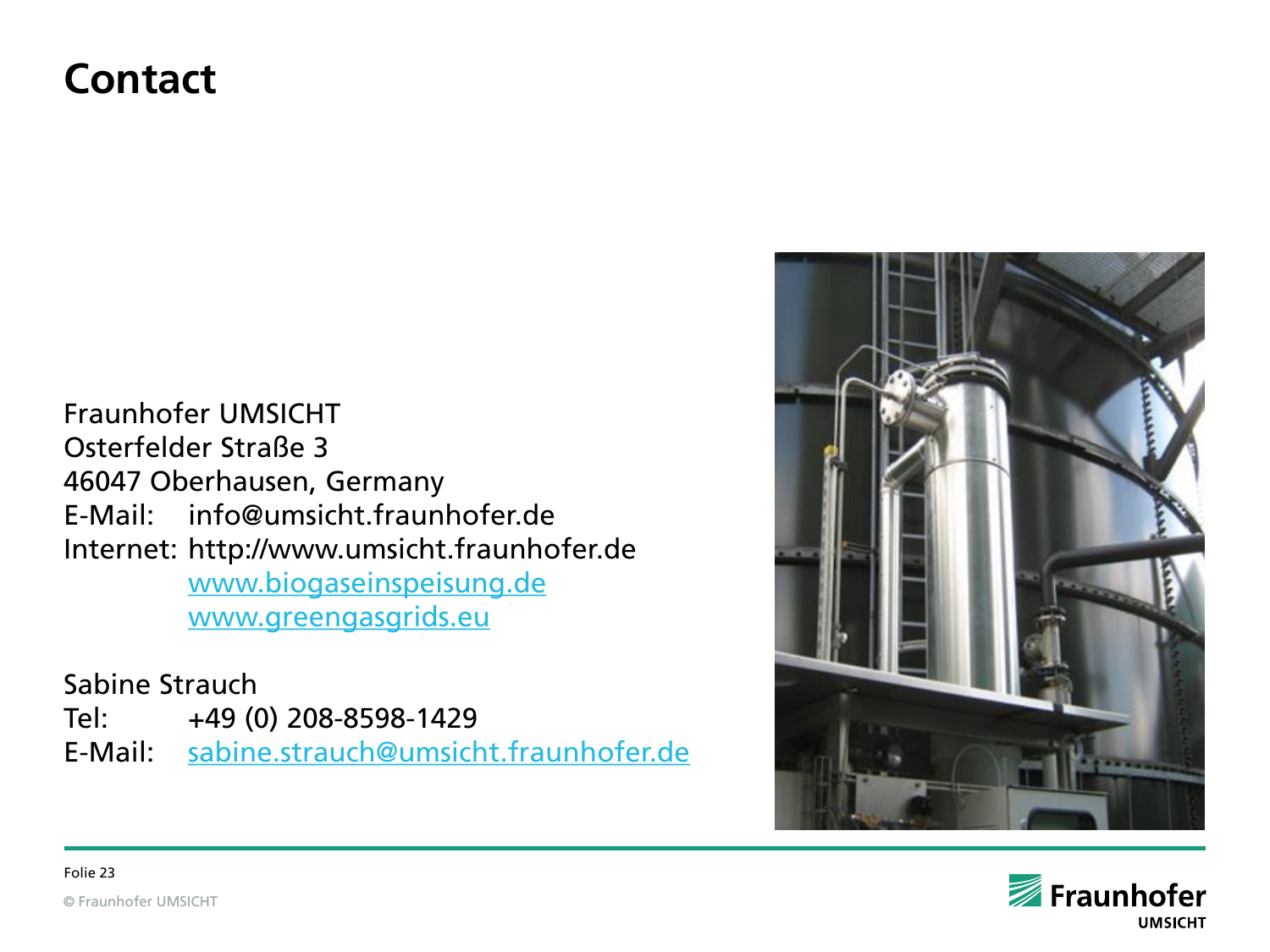# Contact

Fraunhofer UMSICHT
Osterfelder Straße 3
46047 Oberhausen, Germany
E-Mail: info@umsicht.fraunhofer.de
Internet: http://www.umsicht.fraunhofer.de
www.biogaseinspeisung.de
www.greengasgrids.eu

Sabine Strauch
Tel: +49 (0) 208-8598-1429
E-Mail: sabine.strauch@umsicht.fraunhofer.de